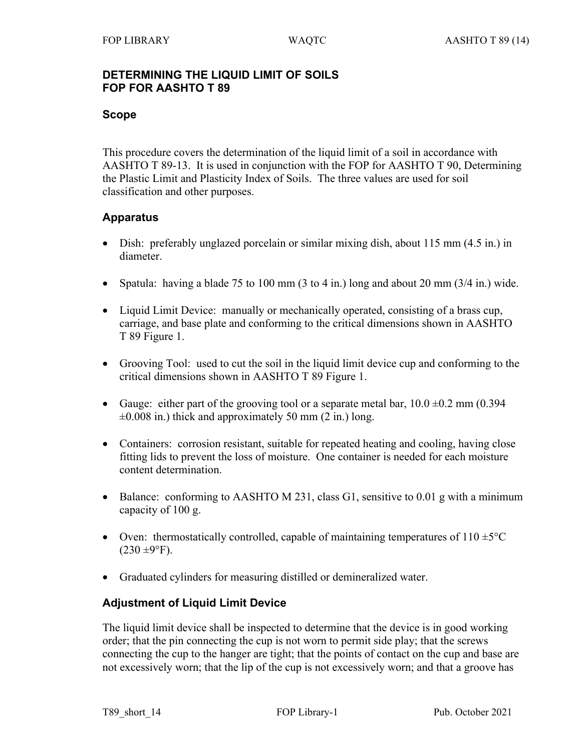# DETERMINING THE LIQUID LIMIT OF SOILS
# FOP FOR AASHTO T 89

## Scope

This procedure covers the determination of the liquid limit of a soil in accordance with AASHTO T 89-13. It is used in conjunction with the FOP for AASHTO T 90, Determining the Plastic Limit and Plasticity Index of Soils. The three values are used for soil classification and other purposes.

## Apparatus

- Dish: preferably unglazed porcelain or similar mixing dish, about 115 mm (4.5 in.) in diameter.
- Spatula: having a blade 75 to 100 mm (3 to 4 in.) long and about 20 mm (3/4 in.) wide.
- Liquid Limit Device: manually or mechanically operated, consisting of a brass cup, carriage, and base plate and conforming to the critical dimensions shown in AASHTO T 89 Figure 1.
- Grooving Tool: used to cut the soil in the liquid limit device cup and conforming to the critical dimensions shown in AASHTO T 89 Figure 1.
- Gauge: either part of the grooving tool or a separate metal bar, 10.0 ±0.2 mm (0.394 ±0.008 in.) thick and approximately 50 mm (2 in.) long.
- Containers: corrosion resistant, suitable for repeated heating and cooling, having close fitting lids to prevent the loss of moisture. One container is needed for each moisture content determination.
- Balance: conforming to AASHTO M 231, class G1, sensitive to 0.01 g with a minimum capacity of 100 g.
- Oven: thermostatically controlled, capable of maintaining temperatures of 110 ±5°C (230 ±9°F).
- Graduated cylinders for measuring distilled or demineralized water.

## Adjustment of Liquid Limit Device

The liquid limit device shall be inspected to determine that the device is in good working order; that the pin connecting the cup is not worn to permit side play; that the screws connecting the cup to the hanger are tight; that the points of contact on the cup and base are not excessively worn; that the lip of the cup is not excessively worn; and that a groove has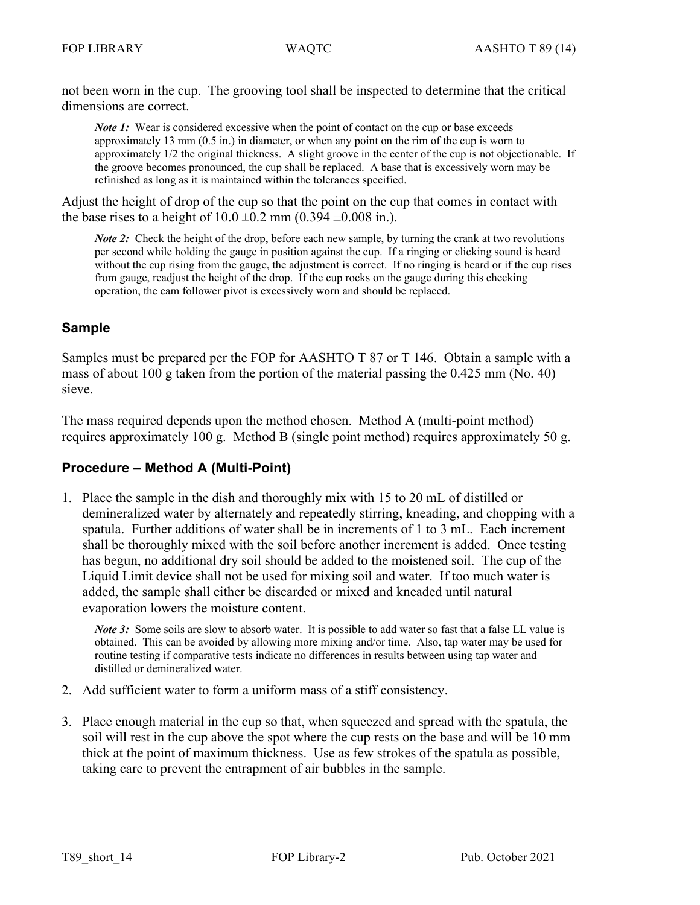not been worn in the cup. The grooving tool shall be inspected to determine that the critical dimensions are correct.

> ***Note 1:*** Wear is considered excessive when the point of contact on the cup or base exceeds approximately 13 mm (0.5 in.) in diameter, or when any point on the rim of the cup is worn to approximately 1/2 the original thickness. A slight groove in the center of the cup is not objectionable. If the groove becomes pronounced, the cup shall be replaced. A base that is excessively worn may be refinished as long as it is maintained within the tolerances specified.

Adjust the height of drop of the cup so that the point on the cup that comes in contact with the base rises to a height of 10.0 ±0.2 mm (0.394 ±0.008 in.).

> ***Note 2:*** Check the height of the drop, before each new sample, by turning the crank at two revolutions per second while holding the gauge in position against the cup. If a ringing or clicking sound is heard without the cup rising from the gauge, the adjustment is correct. If no ringing is heard or if the cup rises from gauge, readjust the height of the drop. If the cup rocks on the gauge during this checking operation, the cam follower pivot is excessively worn and should be replaced.

## Sample

Samples must be prepared per the FOP for AASHTO T 87 or T 146. Obtain a sample with a mass of about 100 g taken from the portion of the material passing the 0.425 mm (No. 40) sieve.

The mass required depends upon the method chosen. Method A (multi-point method) requires approximately 100 g. Method B (single point method) requires approximately 50 g.

## Procedure – Method A (Multi-Point)

1. Place the sample in the dish and thoroughly mix with 15 to 20 mL of distilled or demineralized water by alternately and repeatedly stirring, kneading, and chopping with a spatula. Further additions of water shall be in increments of 1 to 3 mL. Each increment shall be thoroughly mixed with the soil before another increment is added. Once testing has begun, no additional dry soil should be added to the moistened soil. The cup of the Liquid Limit device shall not be used for mixing soil and water. If too much water is added, the sample shall either be discarded or mixed and kneaded until natural evaporation lowers the moisture content.

   > ***Note 3:*** Some soils are slow to absorb water. It is possible to add water so fast that a false LL value is obtained. This can be avoided by allowing more mixing and/or time. Also, tap water may be used for routine testing if comparative tests indicate no differences in results between using tap water and distilled or demineralized water.

2. Add sufficient water to form a uniform mass of a stiff consistency.

3. Place enough material in the cup so that, when squeezed and spread with the spatula, the soil will rest in the cup above the spot where the cup rests on the base and will be 10 mm thick at the point of maximum thickness. Use as few strokes of the spatula as possible, taking care to prevent the entrapment of air bubbles in the sample.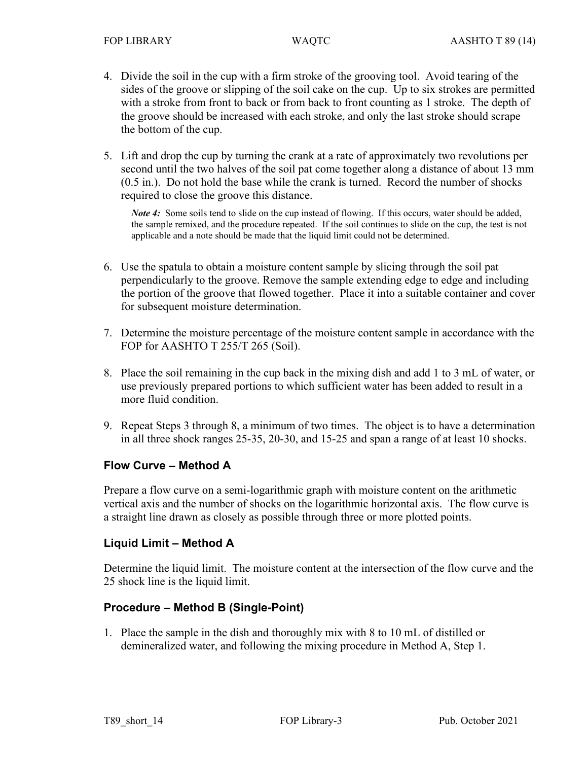4. Divide the soil in the cup with a firm stroke of the grooving tool. Avoid tearing of the sides of the groove or slipping of the soil cake on the cup. Up to six strokes are permitted with a stroke from front to back or from back to front counting as 1 stroke. The depth of the groove should be increased with each stroke, and only the last stroke should scrape the bottom of the cup.

5. Lift and drop the cup by turning the crank at a rate of approximately two revolutions per second until the two halves of the soil pat come together along a distance of about 13 mm (0.5 in.). Do not hold the base while the crank is turned. Record the number of shocks required to close the groove this distance.

   *Note 4:* Some soils tend to slide on the cup instead of flowing. If this occurs, water should be added, the sample remixed, and the procedure repeated. If the soil continues to slide on the cup, the test is not applicable and a note should be made that the liquid limit could not be determined.

6. Use the spatula to obtain a moisture content sample by slicing through the soil pat perpendicularly to the groove. Remove the sample extending edge to edge and including the portion of the groove that flowed together. Place it into a suitable container and cover for subsequent moisture determination.

7. Determine the moisture percentage of the moisture content sample in accordance with the FOP for AASHTO T 255/T 265 (Soil).

8. Place the soil remaining in the cup back in the mixing dish and add 1 to 3 mL of water, or use previously prepared portions to which sufficient water has been added to result in a more fluid condition.

9. Repeat Steps 3 through 8, a minimum of two times. The object is to have a determination in all three shock ranges 25-35, 20-30, and 15-25 and span a range of at least 10 shocks.

### Flow Curve – Method A

Prepare a flow curve on a semi-logarithmic graph with moisture content on the arithmetic vertical axis and the number of shocks on the logarithmic horizontal axis. The flow curve is a straight line drawn as closely as possible through three or more plotted points.

### Liquid Limit – Method A

Determine the liquid limit. The moisture content at the intersection of the flow curve and the 25 shock line is the liquid limit.

### Procedure – Method B (Single-Point)

1. Place the sample in the dish and thoroughly mix with 8 to 10 mL of distilled or demineralized water, and following the mixing procedure in Method A, Step 1.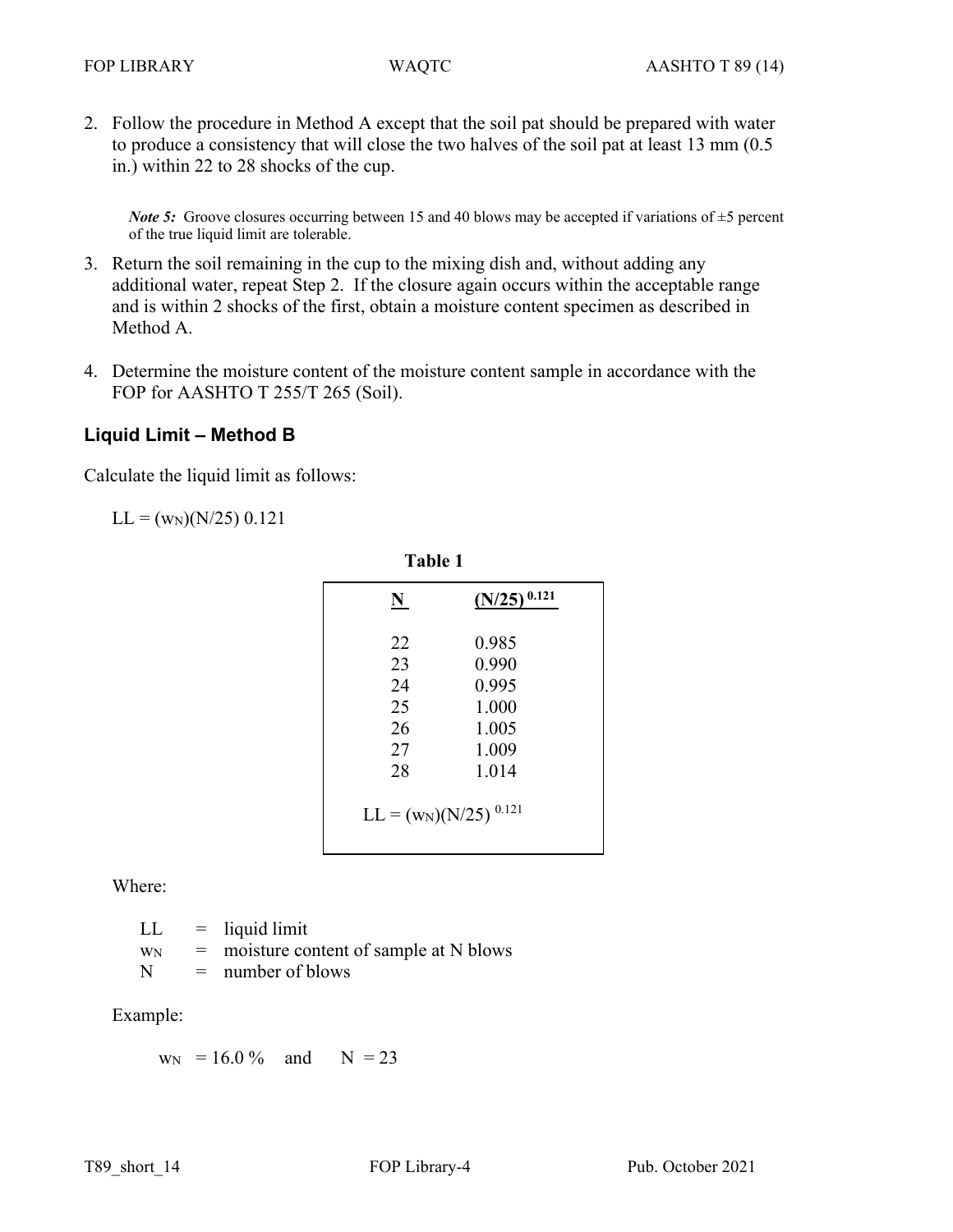2. Follow the procedure in Method A except that the soil pat should be prepared with water to produce a consistency that will close the two halves of the soil pat at least 13 mm (0.5 in.) within 22 to 28 shocks of the cup.

   ***Note 5:*** Groove closures occurring between 15 and 40 blows may be accepted if variations of ±5 percent of the true liquid limit are tolerable.

3. Return the soil remaining in the cup to the mixing dish and, without adding any additional water, repeat Step 2. If the closure again occurs within the acceptable range and is within 2 shocks of the first, obtain a moisture content specimen as described in Method A.

4. Determine the moisture content of the moisture content sample in accordance with the FOP for AASHTO T 255/T 265 (Soil).

### Liquid Limit – Method B

Calculate the liquid limit as follows:

$LL = (w_N)(N/25)\ 0.121$

**Table 1**

| N | $(N/25)^{0.121}$ |
|---|---|
| 22 | 0.985 |
| 23 | 0.990 |
| 24 | 0.995 |
| 25 | 1.000 |
| 26 | 1.005 |
| 27 | 1.009 |
| 28 | 1.014 |

$LL = (w_N)(N/25)^{0.121}$

Where:

- LL = liquid limit
- $w_N$ = moisture content of sample at N blows
- N = number of blows

Example:

$w_N$ = 16.0 % and N = 23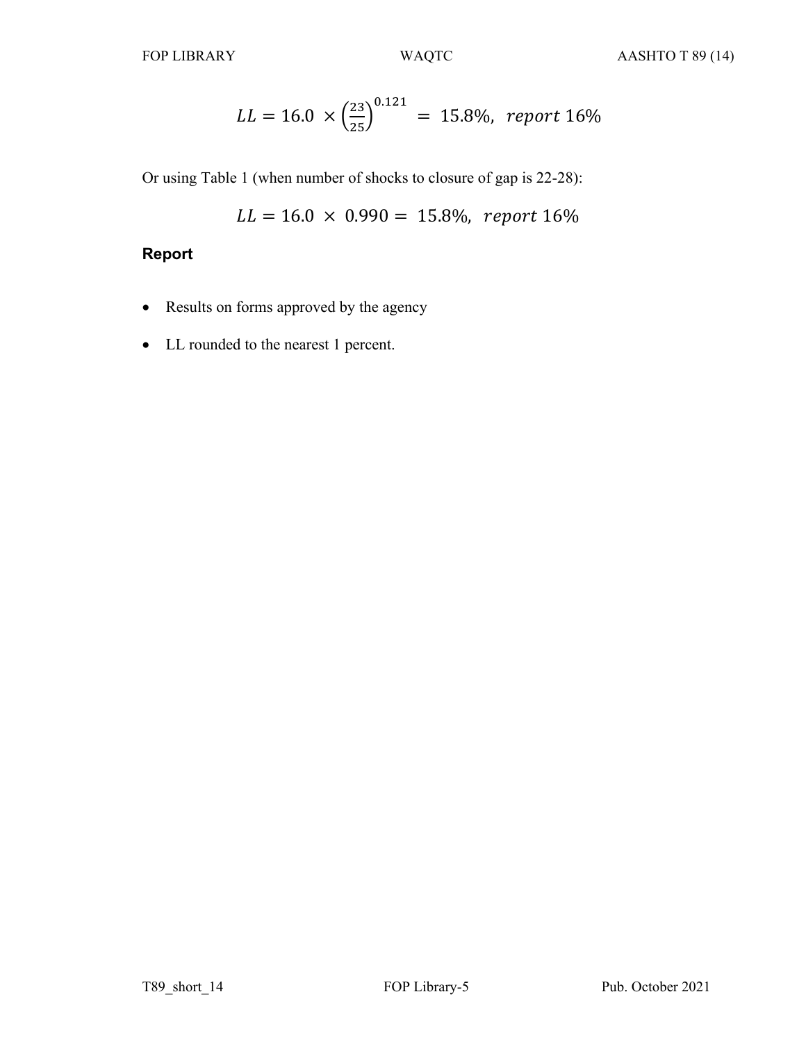$$LL = 16.0 \times \left(\frac{23}{25}\right)^{0.121} = 15.8\%, \ report\ 16\%$$

Or using Table 1 (when number of shocks to closure of gap is 22-28):

$$LL = 16.0 \times 0.990 = 15.8\%, \ report\ 16\%$$

## Report

- Results on forms approved by the agency
- LL rounded to the nearest 1 percent.